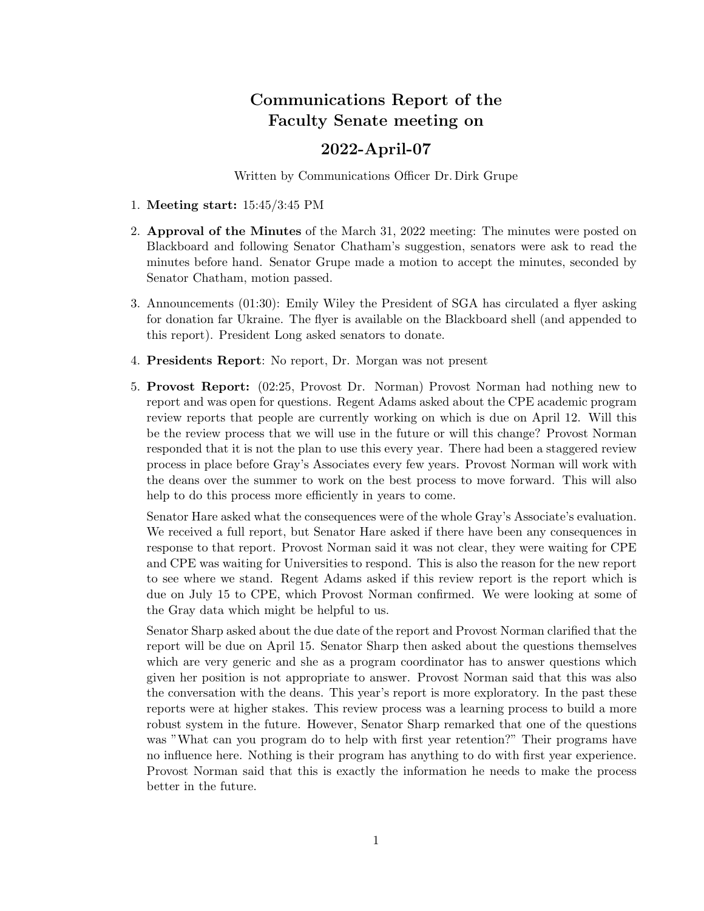# Communications Report of the Faculty Senate meeting on

## 2022-April-07

Written by Communications Officer Dr. Dirk Grupe

1. **Meeting start:** 15:45/3:45 PM
2. **Approval of the Minutes** of the March 31, 2022 meeting: The minutes were posted on Blackboard and following Senator Chatham's suggestion, senators were ask to read the minutes before hand. Senator Grupe made a motion to accept the minutes, seconded by Senator Chatham, motion passed.
3. Announcements (01:30): Emily Wiley the President of SGA has circulated a flyer asking for donation far Ukraine. The flyer is available on the Blackboard shell (and appended to this report). President Long asked senators to donate.
4. **Presidents Report**: No report, Dr. Morgan was not present
5. **Provost Report:** (02:25, Provost Dr. Norman) Provost Norman had nothing new to report and was open for questions. Regent Adams asked about the CPE academic program review reports that people are currently working on which is due on April 12. Will this be the review process that we will use in the future or will this change? Provost Norman responded that it is not the plan to use this every year. There had been a staggered review process in place before Gray's Associates every few years. Provost Norman will work with the deans over the summer to work on the best process to move forward. This will also help to do this process more efficiently in years to come.

   Senator Hare asked what the consequences were of the whole Gray's Associate's evaluation. We received a full report, but Senator Hare asked if there have been any consequences in response to that report. Provost Norman said it was not clear, they were waiting for CPE and CPE was waiting for Universities to respond. This is also the reason for the new report to see where we stand. Regent Adams asked if this review report is the report which is due on July 15 to CPE, which Provost Norman confirmed. We were looking at some of the Gray data which might be helpful to us.

   Senator Sharp asked about the due date of the report and Provost Norman clarified that the report will be due on April 15. Senator Sharp then asked about the questions themselves which are very generic and she as a program coordinator has to answer questions which given her position is not appropriate to answer. Provost Norman said that this was also the conversation with the deans. This year's report is more exploratory. In the past these reports were at higher stakes. This review process was a learning process to build a more robust system in the future. However, Senator Sharp remarked that one of the questions was "What can you program do to help with first year retention?" Their programs have no influence here. Nothing is their program has anything to do with first year experience. Provost Norman said that this is exactly the information he needs to make the process better in the future.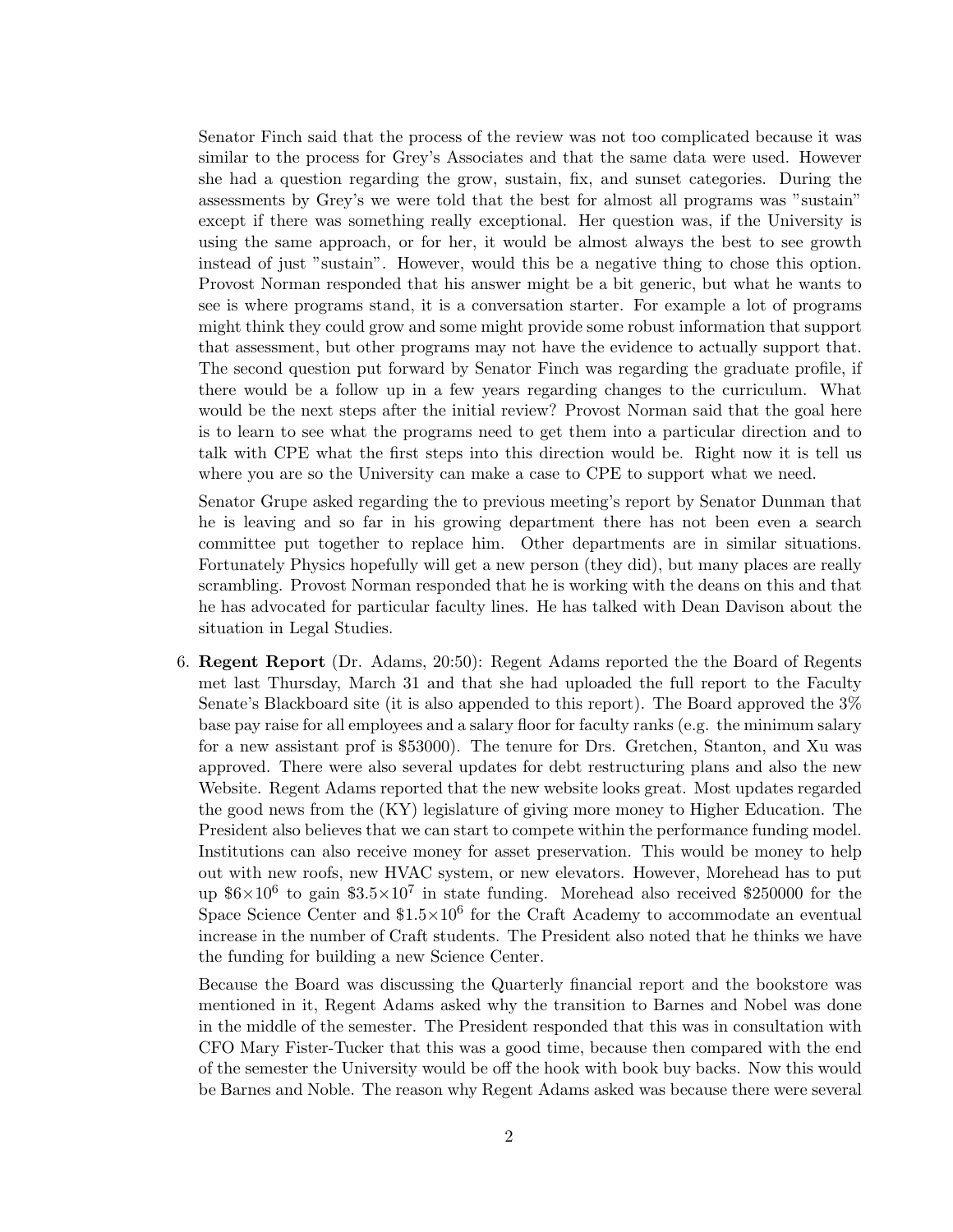Senator Finch said that the process of the review was not too complicated because it was similar to the process for Grey's Associates and that the same data were used. However she had a question regarding the grow, sustain, fix, and sunset categories. During the assessments by Grey's we were told that the best for almost all programs was "sustain" except if there was something really exceptional. Her question was, if the University is using the same approach, or for her, it would be almost always the best to see growth instead of just "sustain". However, would this be a negative thing to chose this option. Provost Norman responded that his answer might be a bit generic, but what he wants to see is where programs stand, it is a conversation starter. For example a lot of programs might think they could grow and some might provide some robust information that support that assessment, but other programs may not have the evidence to actually support that. The second question put forward by Senator Finch was regarding the graduate profile, if there would be a follow up in a few years regarding changes to the curriculum. What would be the next steps after the initial review? Provost Norman said that the goal here is to learn to see what the programs need to get them into a particular direction and to talk with CPE what the first steps into this direction would be. Right now it is tell us where you are so the University can make a case to CPE to support what we need.

Senator Grupe asked regarding the to previous meeting's report by Senator Dunman that he is leaving and so far in his growing department there has not been even a search committee put together to replace him. Other departments are in similar situations. Fortunately Physics hopefully will get a new person (they did), but many places are really scrambling. Provost Norman responded that he is working with the deans on this and that he has advocated for particular faculty lines. He has talked with Dean Davison about the situation in Legal Studies.

6. **Regent Report** (Dr. Adams, 20:50): Regent Adams reported the the Board of Regents met last Thursday, March 31 and that she had uploaded the full report to the Faculty Senate's Blackboard site (it is also appended to this report). The Board approved the 3% base pay raise for all employees and a salary floor for faculty ranks (e.g. the minimum salary for a new assistant prof is \$53000). The tenure for Drs. Gretchen, Stanton, and Xu was approved. There were also several updates for debt restructuring plans and also the new Website. Regent Adams reported that the new website looks great. Most updates regarded the good news from the (KY) legislature of giving more money to Higher Education. The President also believes that we can start to compete within the performance funding model. Institutions can also receive money for asset preservation. This would be money to help out with new roofs, new HVAC system, or new elevators. However, Morehead has to put up $\$6\times10^6$ to gain $\$3.5\times10^7$ in state funding. Morehead also received \$250000 for the Space Science Center and $\$1.5\times10^6$ for the Craft Academy to accommodate an eventual increase in the number of Craft students. The President also noted that he thinks we have the funding for building a new Science Center.

   Because the Board was discussing the Quarterly financial report and the bookstore was mentioned in it, Regent Adams asked why the transition to Barnes and Nobel was done in the middle of the semester. The President responded that this was in consultation with CFO Mary Fister-Tucker that this was a good time, because then compared with the end of the semester the University would be off the hook with book buy backs. Now this would be Barnes and Noble. The reason why Regent Adams asked was because there were several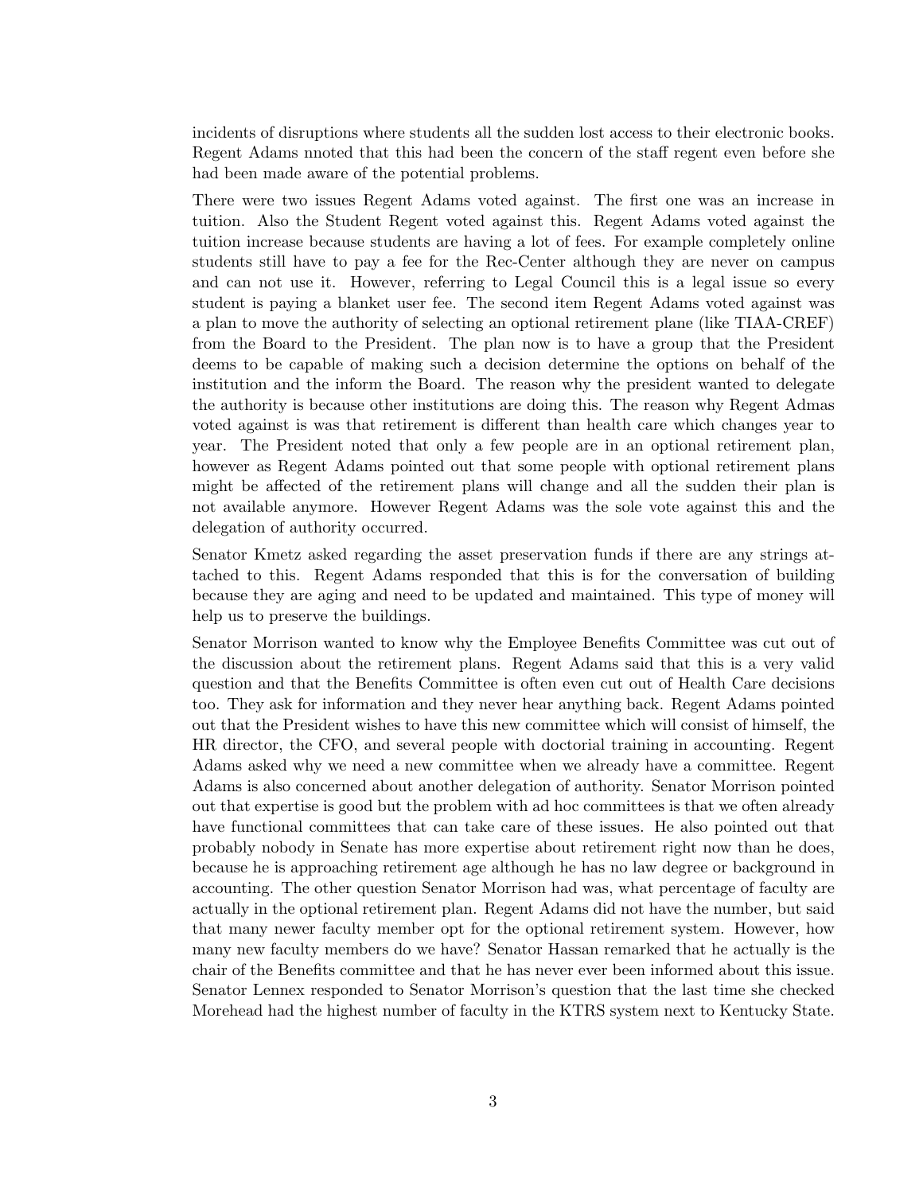incidents of disruptions where students all the sudden lost access to their electronic books. Regent Adams nnoted that this had been the concern of the staff regent even before she had been made aware of the potential problems.

There were two issues Regent Adams voted against. The first one was an increase in tuition. Also the Student Regent voted against this. Regent Adams voted against the tuition increase because students are having a lot of fees. For example completely online students still have to pay a fee for the Rec-Center although they are never on campus and can not use it. However, referring to Legal Council this is a legal issue so every student is paying a blanket user fee. The second item Regent Adams voted against was a plan to move the authority of selecting an optional retirement plane (like TIAA-CREF) from the Board to the President. The plan now is to have a group that the President deems to be capable of making such a decision determine the options on behalf of the institution and the inform the Board. The reason why the president wanted to delegate the authority is because other institutions are doing this. The reason why Regent Admas voted against is was that retirement is different than health care which changes year to year. The President noted that only a few people are in an optional retirement plan, however as Regent Adams pointed out that some people with optional retirement plans might be affected of the retirement plans will change and all the sudden their plan is not available anymore. However Regent Adams was the sole vote against this and the delegation of authority occurred.

Senator Kmetz asked regarding the asset preservation funds if there are any strings attached to this. Regent Adams responded that this is for the conversation of building because they are aging and need to be updated and maintained. This type of money will help us to preserve the buildings.

Senator Morrison wanted to know why the Employee Benefits Committee was cut out of the discussion about the retirement plans. Regent Adams said that this is a very valid question and that the Benefits Committee is often even cut out of Health Care decisions too. They ask for information and they never hear anything back. Regent Adams pointed out that the President wishes to have this new committee which will consist of himself, the HR director, the CFO, and several people with doctorial training in accounting. Regent Adams asked why we need a new committee when we already have a committee. Regent Adams is also concerned about another delegation of authority. Senator Morrison pointed out that expertise is good but the problem with ad hoc committees is that we often already have functional committees that can take care of these issues. He also pointed out that probably nobody in Senate has more expertise about retirement right now than he does, because he is approaching retirement age although he has no law degree or background in accounting. The other question Senator Morrison had was, what percentage of faculty are actually in the optional retirement plan. Regent Adams did not have the number, but said that many newer faculty member opt for the optional retirement system. However, how many new faculty members do we have? Senator Hassan remarked that he actually is the chair of the Benefits committee and that he has never ever been informed about this issue. Senator Lennex responded to Senator Morrison's question that the last time she checked Morehead had the highest number of faculty in the KTRS system next to Kentucky State.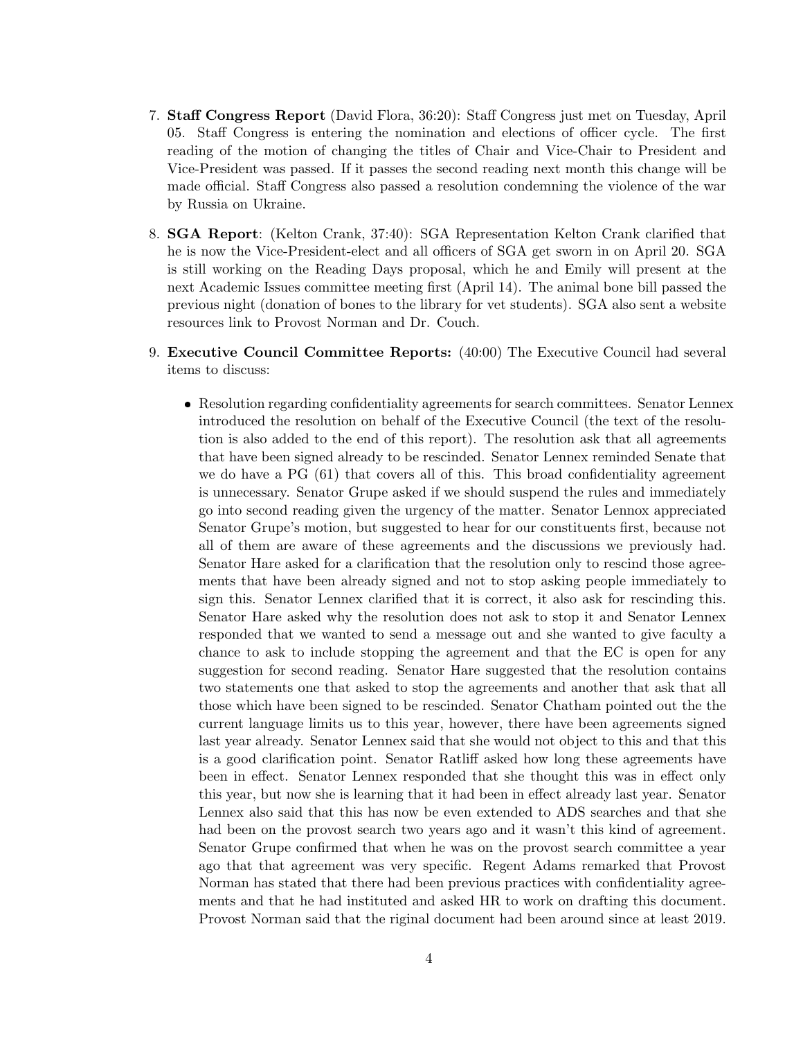7. **Staff Congress Report** (David Flora, 36:20): Staff Congress just met on Tuesday, April 05. Staff Congress is entering the nomination and elections of officer cycle. The first reading of the motion of changing the titles of Chair and Vice-Chair to President and Vice-President was passed. If it passes the second reading next month this change will be made official. Staff Congress also passed a resolution condemning the violence of the war by Russia on Ukraine.

8. **SGA Report**: (Kelton Crank, 37:40): SGA Representation Kelton Crank clarified that he is now the Vice-President-elect and all officers of SGA get sworn in on April 20. SGA is still working on the Reading Days proposal, which he and Emily will present at the next Academic Issues committee meeting first (April 14). The animal bone bill passed the previous night (donation of bones to the library for vet students). SGA also sent a website resources link to Provost Norman and Dr. Couch.

9. **Executive Council Committee Reports:** (40:00) The Executive Council had several items to discuss:

   - Resolution regarding confidentiality agreements for search committees. Senator Lennex introduced the resolution on behalf of the Executive Council (the text of the resolution is also added to the end of this report). The resolution ask that all agreements that have been signed already to be rescinded. Senator Lennex reminded Senate that we do have a PG (61) that covers all of this. This broad confidentiality agreement is unnecessary. Senator Grupe asked if we should suspend the rules and immediately go into second reading given the urgency of the matter. Senator Lennox appreciated Senator Grupe's motion, but suggested to hear for our constituents first, because not all of them are aware of these agreements and the discussions we previously had. Senator Hare asked for a clarification that the resolution only to rescind those agreements that have been already signed and not to stop asking people immediately to sign this. Senator Lennex clarified that it is correct, it also ask for rescinding this. Senator Hare asked why the resolution does not ask to stop it and Senator Lennex responded that we wanted to send a message out and she wanted to give faculty a chance to ask to include stopping the agreement and that the EC is open for any suggestion for second reading. Senator Hare suggested that the resolution contains two statements one that asked to stop the agreements and another that ask that all those which have been signed to be rescinded. Senator Chatham pointed out the the current language limits us to this year, however, there have been agreements signed last year already. Senator Lennex said that she would not object to this and that this is a good clarification point. Senator Ratliff asked how long these agreements have been in effect. Senator Lennex responded that she thought this was in effect only this year, but now she is learning that it had been in effect already last year. Senator Lennex also said that this has now be even extended to ADS searches and that she had been on the provost search two years ago and it wasn't this kind of agreement. Senator Grupe confirmed that when he was on the provost search committee a year ago that that agreement was very specific. Regent Adams remarked that Provost Norman has stated that there had been previous practices with confidentiality agreements and that he had instituted and asked HR to work on drafting this document. Provost Norman said that the riginal document had been around since at least 2019.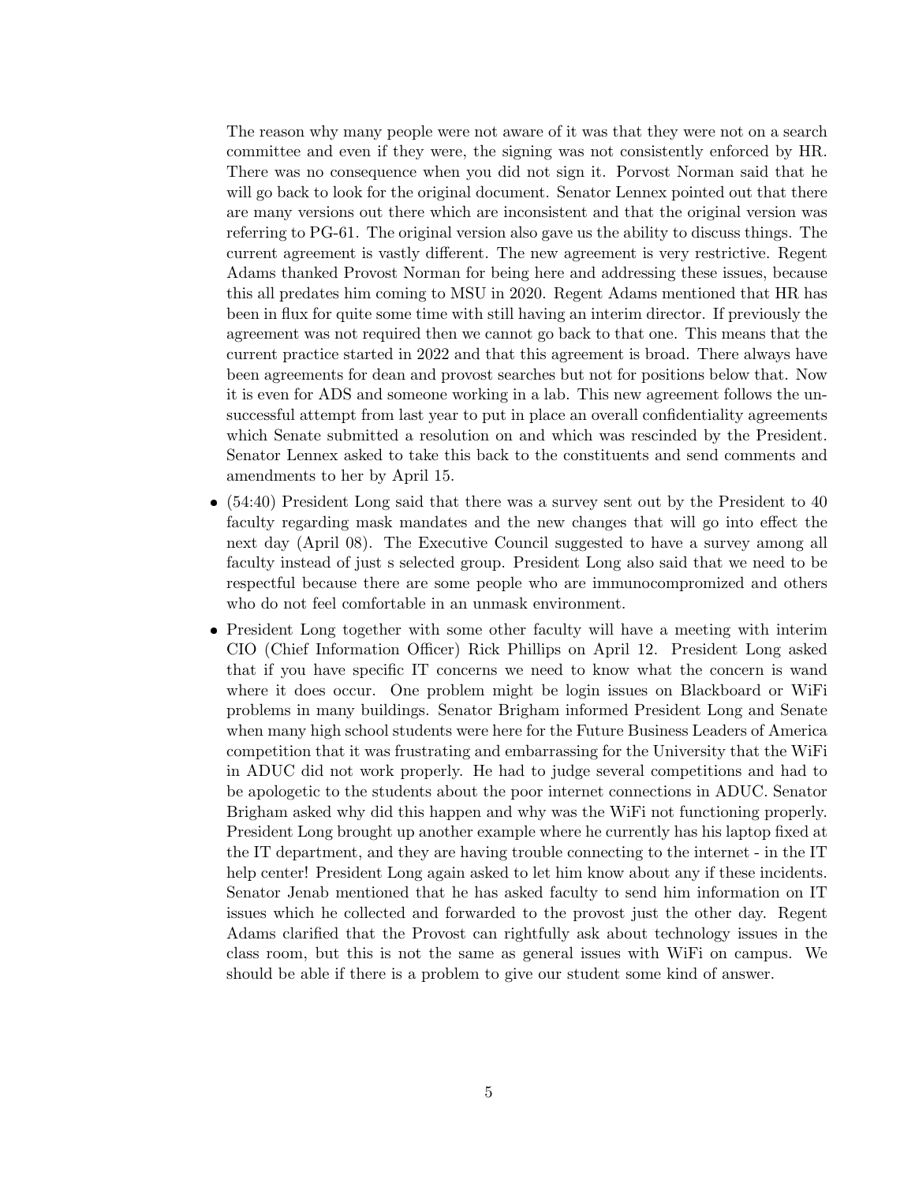The reason why many people were not aware of it was that they were not on a search committee and even if they were, the signing was not consistently enforced by HR. There was no consequence when you did not sign it. Porvost Norman said that he will go back to look for the original document. Senator Lennex pointed out that there are many versions out there which are inconsistent and that the original version was referring to PG-61. The original version also gave us the ability to discuss things. The current agreement is vastly different. The new agreement is very restrictive. Regent Adams thanked Provost Norman for being here and addressing these issues, because this all predates him coming to MSU in 2020. Regent Adams mentioned that HR has been in flux for quite some time with still having an interim director. If previously the agreement was not required then we cannot go back to that one. This means that the current practice started in 2022 and that this agreement is broad. There always have been agreements for dean and provost searches but not for positions below that. Now it is even for ADS and someone working in a lab. This new agreement follows the unsuccessful attempt from last year to put in place an overall confidentiality agreements which Senate submitted a resolution on and which was rescinded by the President. Senator Lennex asked to take this back to the constituents and send comments and amendments to her by April 15.

- (54:40) President Long said that there was a survey sent out by the President to 40 faculty regarding mask mandates and the new changes that will go into effect the next day (April 08). The Executive Council suggested to have a survey among all faculty instead of just s selected group. President Long also said that we need to be respectful because there are some people who are immunocompromized and others who do not feel comfortable in an unmask environment.
- President Long together with some other faculty will have a meeting with interim CIO (Chief Information Officer) Rick Phillips on April 12. President Long asked that if you have specific IT concerns we need to know what the concern is wand where it does occur. One problem might be login issues on Blackboard or WiFi problems in many buildings. Senator Brigham informed President Long and Senate when many high school students were here for the Future Business Leaders of America competition that it was frustrating and embarrassing for the University that the WiFi in ADUC did not work properly. He had to judge several competitions and had to be apologetic to the students about the poor internet connections in ADUC. Senator Brigham asked why did this happen and why was the WiFi not functioning properly. President Long brought up another example where he currently has his laptop fixed at the IT department, and they are having trouble connecting to the internet - in the IT help center! President Long again asked to let him know about any if these incidents. Senator Jenab mentioned that he has asked faculty to send him information on IT issues which he collected and forwarded to the provost just the other day. Regent Adams clarified that the Provost can rightfully ask about technology issues in the class room, but this is not the same as general issues with WiFi on campus. We should be able if there is a problem to give our student some kind of answer.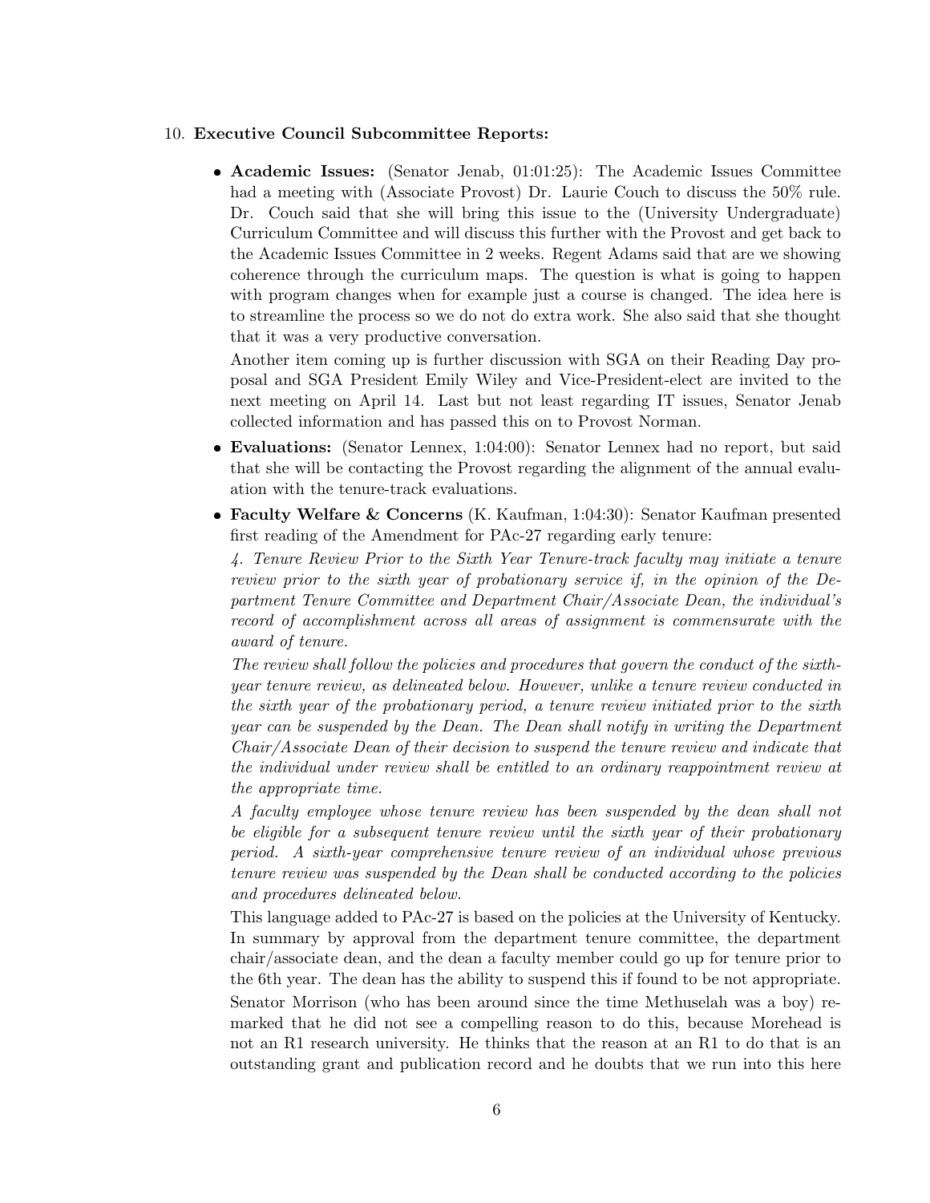10. **Executive Council Subcommittee Reports:**

- **Academic Issues:** (Senator Jenab, 01:01:25): The Academic Issues Committee had a meeting with (Associate Provost) Dr. Laurie Couch to discuss the 50% rule. Dr. Couch said that she will bring this issue to the (University Undergraduate) Curriculum Committee and will discuss this further with the Provost and get back to the Academic Issues Committee in 2 weeks. Regent Adams said that are we showing coherence through the curriculum maps. The question is what is going to happen with program changes when for example just a course is changed. The idea here is to streamline the process so we do not do extra work. She also said that she thought that it was a very productive conversation.

  Another item coming up is further discussion with SGA on their Reading Day proposal and SGA President Emily Wiley and Vice-President-elect are invited to the next meeting on April 14. Last but not least regarding IT issues, Senator Jenab collected information and has passed this on to Provost Norman.

- **Evaluations:** (Senator Lennex, 1:04:00): Senator Lennex had no report, but said that she will be contacting the Provost regarding the alignment of the annual evaluation with the tenure-track evaluations.

- **Faculty Welfare & Concerns** (K. Kaufman, 1:04:30): Senator Kaufman presented first reading of the Amendment for PAc-27 regarding early tenure:

  *4. Tenure Review Prior to the Sixth Year Tenure-track faculty may initiate a tenure review prior to the sixth year of probationary service if, in the opinion of the Department Tenure Committee and Department Chair/Associate Dean, the individual's record of accomplishment across all areas of assignment is commensurate with the award of tenure.*

  *The review shall follow the policies and procedures that govern the conduct of the sixth-year tenure review, as delineated below. However, unlike a tenure review conducted in the sixth year of the probationary period, a tenure review initiated prior to the sixth year can be suspended by the Dean. The Dean shall notify in writing the Department Chair/Associate Dean of their decision to suspend the tenure review and indicate that the individual under review shall be entitled to an ordinary reappointment review at the appropriate time.*

  *A faculty employee whose tenure review has been suspended by the dean shall not be eligible for a subsequent tenure review until the sixth year of their probationary period. A sixth-year comprehensive tenure review of an individual whose previous tenure review was suspended by the Dean shall be conducted according to the policies and procedures delineated below.*

  This language added to PAc-27 is based on the policies at the University of Kentucky. In summary by approval from the department tenure committee, the department chair/associate dean, and the dean a faculty member could go up for tenure prior to the 6th year. The dean has the ability to suspend this if found to be not appropriate.

  Senator Morrison (who has been around since the time Methuselah was a boy) remarked that he did not see a compelling reason to do this, because Morehead is not an R1 research university. He thinks that the reason at an R1 to do that is an outstanding grant and publication record and he doubts that we run into this here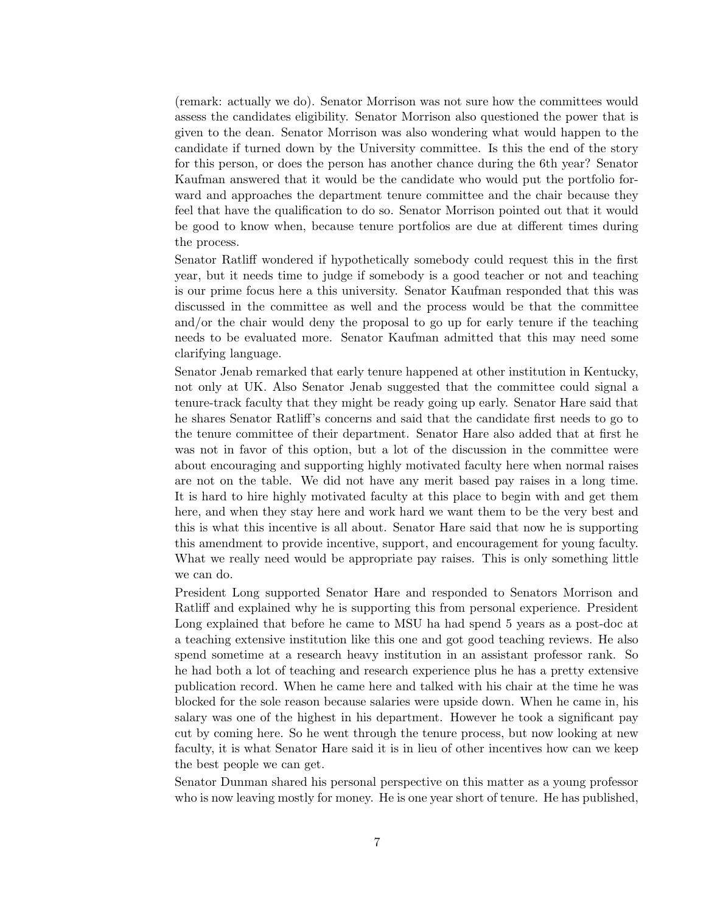(remark: actually we do). Senator Morrison was not sure how the committees would assess the candidates eligibility. Senator Morrison also questioned the power that is given to the dean. Senator Morrison was also wondering what would happen to the candidate if turned down by the University committee. Is this the end of the story for this person, or does the person has another chance during the 6th year? Senator Kaufman answered that it would be the candidate who would put the portfolio forward and approaches the department tenure committee and the chair because they feel that have the qualification to do so. Senator Morrison pointed out that it would be good to know when, because tenure portfolios are due at different times during the process.

Senator Ratliff wondered if hypothetically somebody could request this in the first year, but it needs time to judge if somebody is a good teacher or not and teaching is our prime focus here a this university. Senator Kaufman responded that this was discussed in the committee as well and the process would be that the committee and/or the chair would deny the proposal to go up for early tenure if the teaching needs to be evaluated more. Senator Kaufman admitted that this may need some clarifying language.

Senator Jenab remarked that early tenure happened at other institution in Kentucky, not only at UK. Also Senator Jenab suggested that the committee could signal a tenure-track faculty that they might be ready going up early. Senator Hare said that he shares Senator Ratliff's concerns and said that the candidate first needs to go to the tenure committee of their department. Senator Hare also added that at first he was not in favor of this option, but a lot of the discussion in the committee were about encouraging and supporting highly motivated faculty here when normal raises are not on the table. We did not have any merit based pay raises in a long time. It is hard to hire highly motivated faculty at this place to begin with and get them here, and when they stay here and work hard we want them to be the very best and this is what this incentive is all about. Senator Hare said that now he is supporting this amendment to provide incentive, support, and encouragement for young faculty. What we really need would be appropriate pay raises. This is only something little we can do.

President Long supported Senator Hare and responded to Senators Morrison and Ratliff and explained why he is supporting this from personal experience. President Long explained that before he came to MSU ha had spend 5 years as a post-doc at a teaching extensive institution like this one and got good teaching reviews. He also spend sometime at a research heavy institution in an assistant professor rank. So he had both a lot of teaching and research experience plus he has a pretty extensive publication record. When he came here and talked with his chair at the time he was blocked for the sole reason because salaries were upside down. When he came in, his salary was one of the highest in his department. However he took a significant pay cut by coming here. So he went through the tenure process, but now looking at new faculty, it is what Senator Hare said it is in lieu of other incentives how can we keep the best people we can get.

Senator Dunman shared his personal perspective on this matter as a young professor who is now leaving mostly for money. He is one year short of tenure. He has published,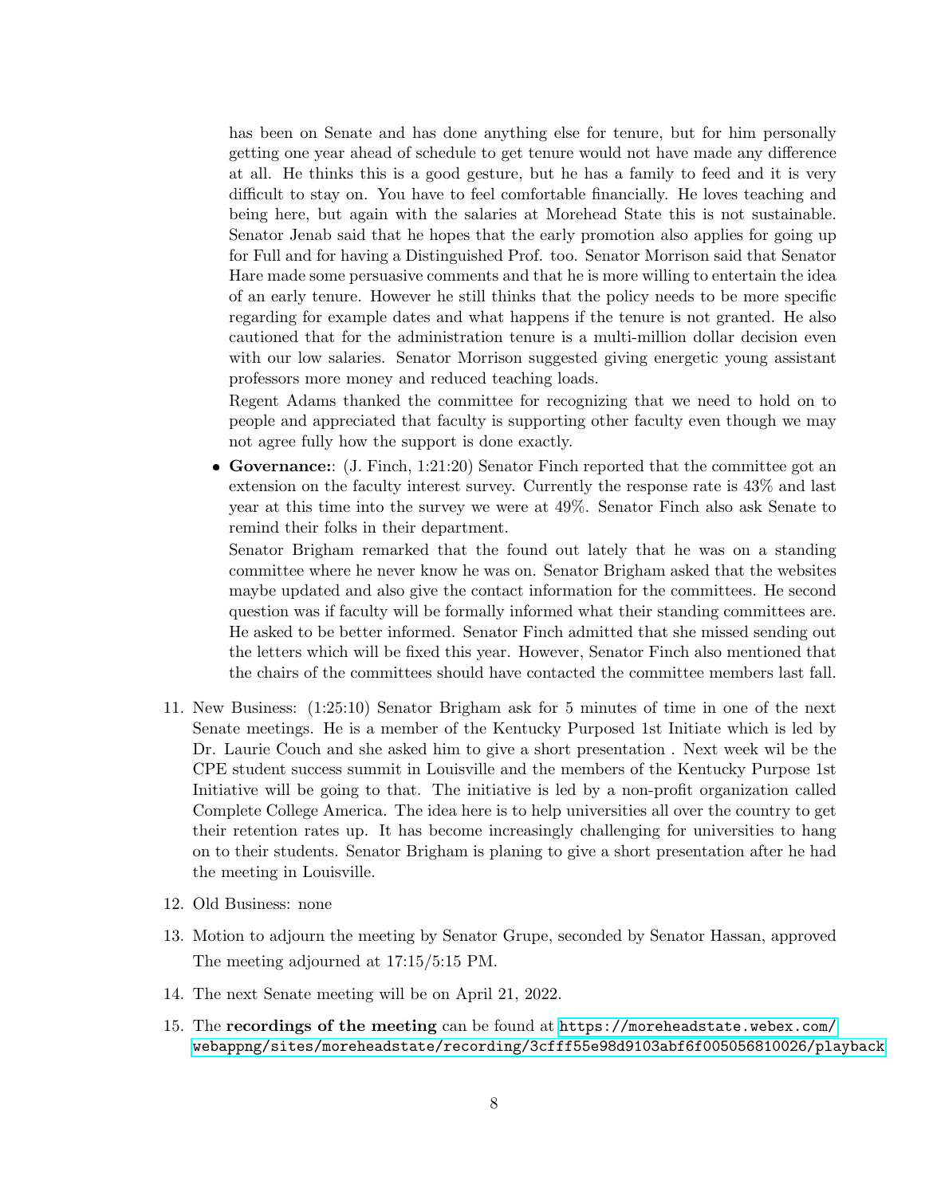has been on Senate and has done anything else for tenure, but for him personally getting one year ahead of schedule to get tenure would not have made any difference at all. He thinks this is a good gesture, but he has a family to feed and it is very difficult to stay on. You have to feel comfortable financially. He loves teaching and being here, but again with the salaries at Morehead State this is not sustainable. Senator Jenab said that he hopes that the early promotion also applies for going up for Full and for having a Distinguished Prof. too. Senator Morrison said that Senator Hare made some persuasive comments and that he is more willing to entertain the idea of an early tenure. However he still thinks that the policy needs to be more specific regarding for example dates and what happens if the tenure is not granted. He also cautioned that for the administration tenure is a multi-million dollar decision even with our low salaries. Senator Morrison suggested giving energetic young assistant professors more money and reduced teaching loads.

Regent Adams thanked the committee for recognizing that we need to hold on to people and appreciated that faculty is supporting other faculty even though we may not agree fully how the support is done exactly.

- **Governance:**: (J. Finch, 1:21:20) Senator Finch reported that the committee got an extension on the faculty interest survey. Currently the response rate is 43% and last year at this time into the survey we were at 49%. Senator Finch also ask Senate to remind their folks in their department.

  Senator Brigham remarked that the found out lately that he was on a standing committee where he never know he was on. Senator Brigham asked that the websites maybe updated and also give the contact information for the committees. He second question was if faculty will be formally informed what their standing committees are. He asked to be better informed. Senator Finch admitted that she missed sending out the letters which will be fixed this year. However, Senator Finch also mentioned that the chairs of the committees should have contacted the committee members last fall.

11. New Business: (1:25:10) Senator Brigham ask for 5 minutes of time in one of the next Senate meetings. He is a member of the Kentucky Purposed 1st Initiate which is led by Dr. Laurie Couch and she asked him to give a short presentation . Next week wil be the CPE student success summit in Louisville and the members of the Kentucky Purpose 1st Initiative will be going to that. The initiative is led by a non-profit organization called Complete College America. The idea here is to help universities all over the country to get their retention rates up. It has become increasingly challenging for universities to hang on to their students. Senator Brigham is planing to give a short presentation after he had the meeting in Louisville.

12. Old Business: none

13. Motion to adjourn the meeting by Senator Grupe, seconded by Senator Hassan, approved The meeting adjourned at 17:15/5:15 PM.

14. The next Senate meeting will be on April 21, 2022.

15. The **recordings of the meeting** can be found at https://moreheadstate.webex.com/webappng/sites/moreheadstate/recording/3cfff55e98d9103abf6f005056810026/playback